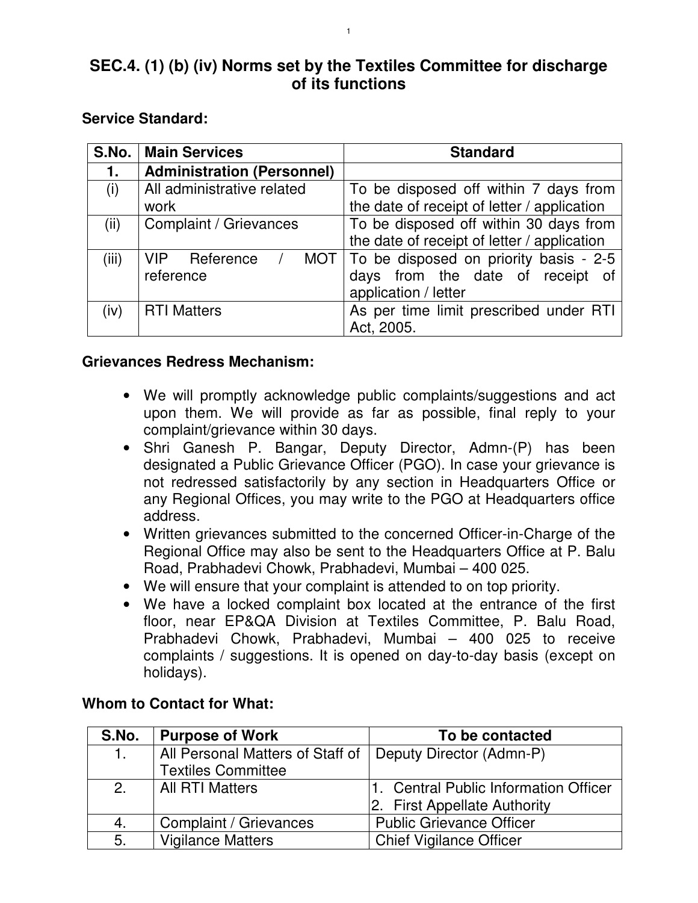# SEC.4. (1) (b) (iv) Norms set by the Textiles Committee for discharge of its functions

## Service Standard:

| S.No. | Main Services | Standard |
|---|---|---|
| 1. | **Administration (Personnel)** | |
| (i) | All administrative related work | To be disposed off within 7 days from the date of receipt of letter / application |
| (ii) | Complaint / Grievances | To be disposed off within 30 days from the date of receipt of letter / application |
| (iii) | VIP Reference / MOT reference | To be disposed on priority basis - 2-5 days from the date of receipt of application / letter |
| (iv) | RTI Matters | As per time limit prescribed under RTI Act, 2005. |

## Grievances Redress Mechanism:

- We will promptly acknowledge public complaints/suggestions and act upon them. We will provide as far as possible, final reply to your complaint/grievance within 30 days.
- Shri Ganesh P. Bangar, Deputy Director, Admn-(P) has been designated a Public Grievance Officer (PGO). In case your grievance is not redressed satisfactorily by any section in Headquarters Office or any Regional Offices, you may write to the PGO at Headquarters office address.
- Written grievances submitted to the concerned Officer-in-Charge of the Regional Office may also be sent to the Headquarters Office at P. Balu Road, Prabhadevi Chowk, Prabhadevi, Mumbai – 400 025.
- We will ensure that your complaint is attended to on top priority.
- We have a locked complaint box located at the entrance of the first floor, near EP&QA Division at Textiles Committee, P. Balu Road, Prabhadevi Chowk, Prabhadevi, Mumbai – 400 025 to receive complaints / suggestions. It is opened on day-to-day basis (except on holidays).

## Whom to Contact for What:

| S.No. | Purpose of Work | To be contacted |
|---|---|---|
| 1. | All Personal Matters of Staff of Textiles Committee | Deputy Director (Admn-P) |
| 2. | All RTI Matters | 1. Central Public Information Officer<br>2. First Appellate Authority |
| 4. | Complaint / Grievances | Public Grievance Officer |
| 5. | Vigilance Matters | Chief Vigilance Officer |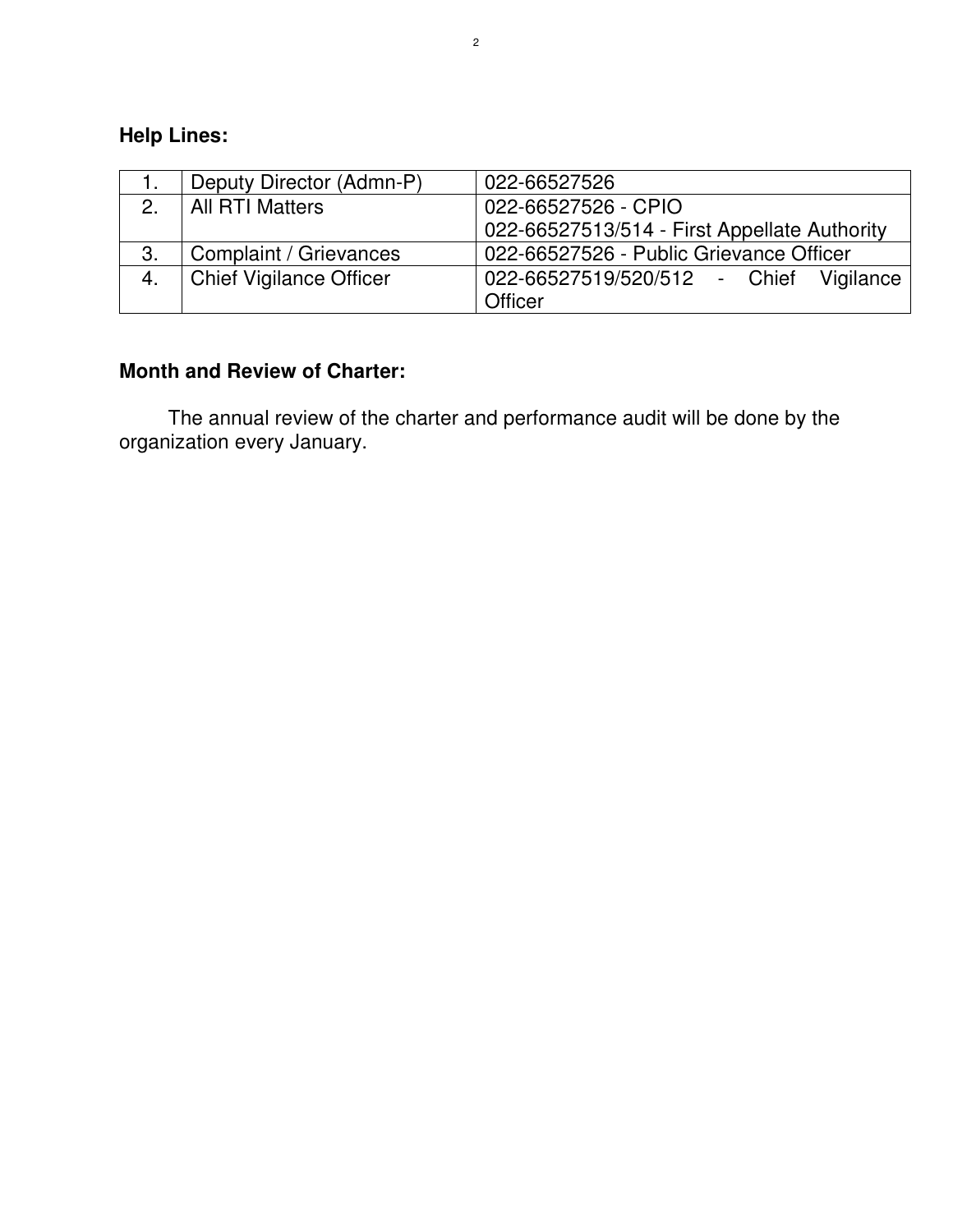**Help Lines:**

| | | |
|---|---|---|
| 1. | Deputy Director (Admn-P) | 022-66527526 |
| 2. | All RTI Matters | 022-66527526 - CPIO<br>022-66527513/514 - First Appellate Authority |
| 3. | Complaint / Grievances | 022-66527526 - Public Grievance Officer |
| 4. | Chief Vigilance Officer | 022-66527519/520/512 - Chief Vigilance Officer |

**Month and Review of Charter:**

The annual review of the charter and performance audit will be done by the organization every January.